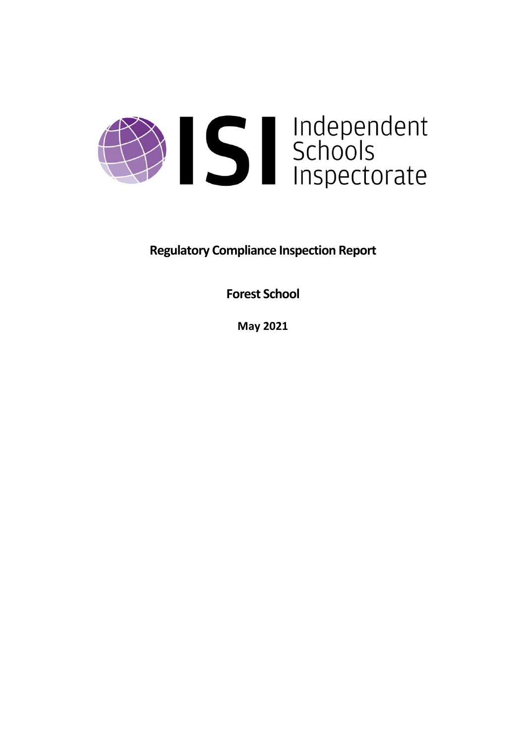ISI Independent Schools Inspectorate

**Regulatory Compliance Inspection Report**

**Forest School**

**May 2021**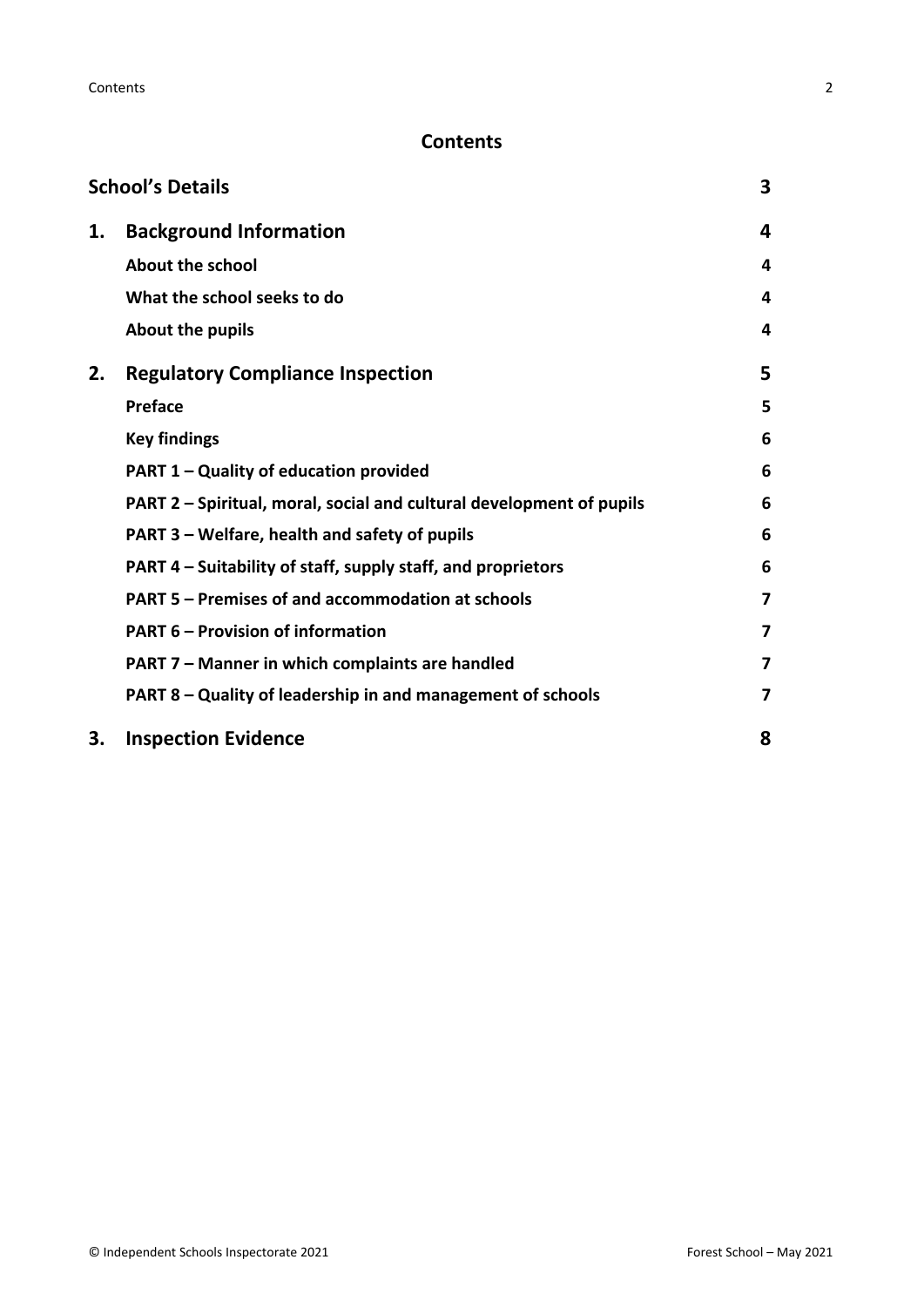## Contents

| | | |
|---|---|---|
| **School's Details** | | **3** |
| **1.** | **Background Information** | **4** |
| | **About the school** | **4** |
| | **What the school seeks to do** | **4** |
| | **About the pupils** | **4** |
| **2.** | **Regulatory Compliance Inspection** | **5** |
| | **Preface** | **5** |
| | **Key findings** | **6** |
| | **PART 1 – Quality of education provided** | **6** |
| | **PART 2 – Spiritual, moral, social and cultural development of pupils** | **6** |
| | **PART 3 – Welfare, health and safety of pupils** | **6** |
| | **PART 4 – Suitability of staff, supply staff, and proprietors** | **6** |
| | **PART 5 – Premises of and accommodation at schools** | **7** |
| | **PART 6 – Provision of information** | **7** |
| | **PART 7 – Manner in which complaints are handled** | **7** |
| | **PART 8 – Quality of leadership in and management of schools** | **7** |
| **3.** | **Inspection Evidence** | **8** |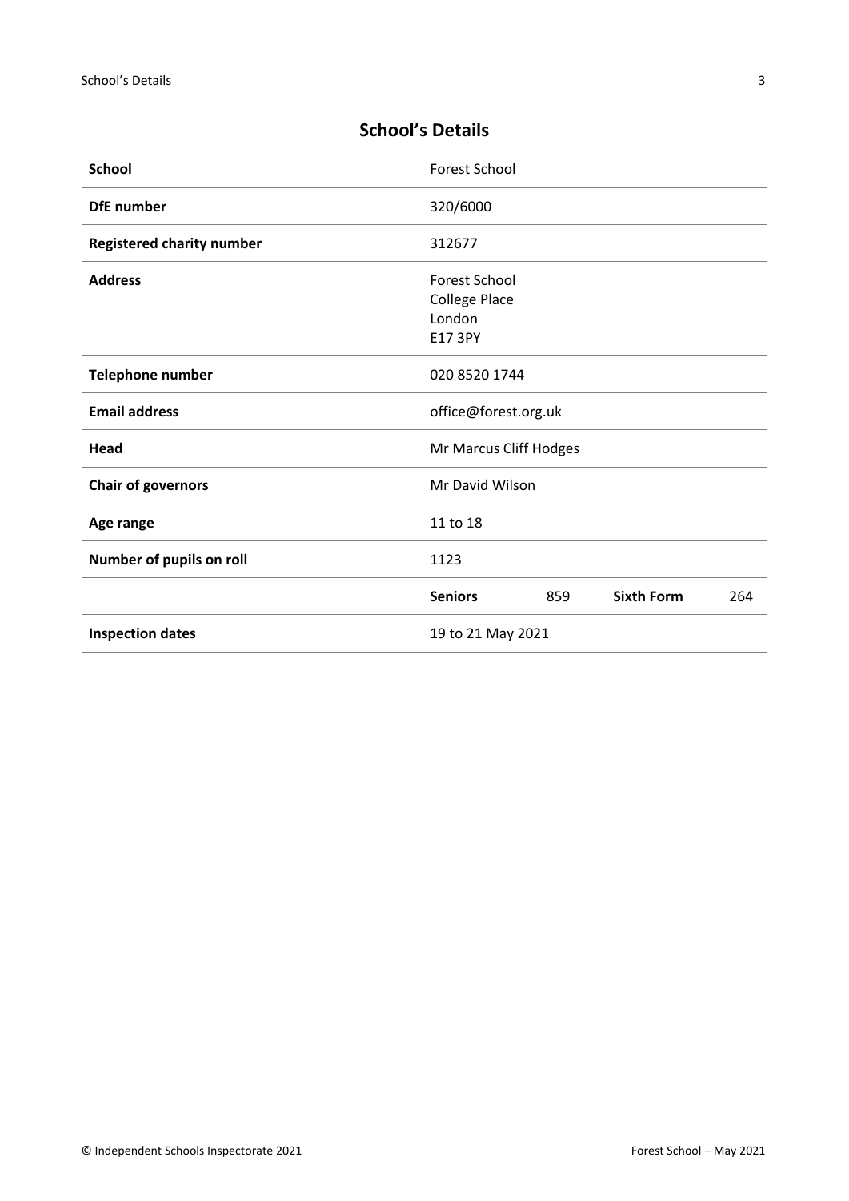## School's Details

| | | | | |
|---|---|---|---|---|
| **School** | Forest School | | | |
| **DfE number** | 320/6000 | | | |
| **Registered charity number** | 312677 | | | |
| **Address** | Forest School<br>College Place<br>London<br>E17 3PY | | | |
| **Telephone number** | 020 8520 1744 | | | |
| **Email address** | office@forest.org.uk | | | |
| **Head** | Mr Marcus Cliff Hodges | | | |
| **Chair of governors** | Mr David Wilson | | | |
| **Age range** | 11 to 18 | | | |
| **Number of pupils on roll** | 1123 | | | |
| | **Seniors** | 859 | **Sixth Form** | 264 |
| **Inspection dates** | 19 to 21 May 2021 | | | |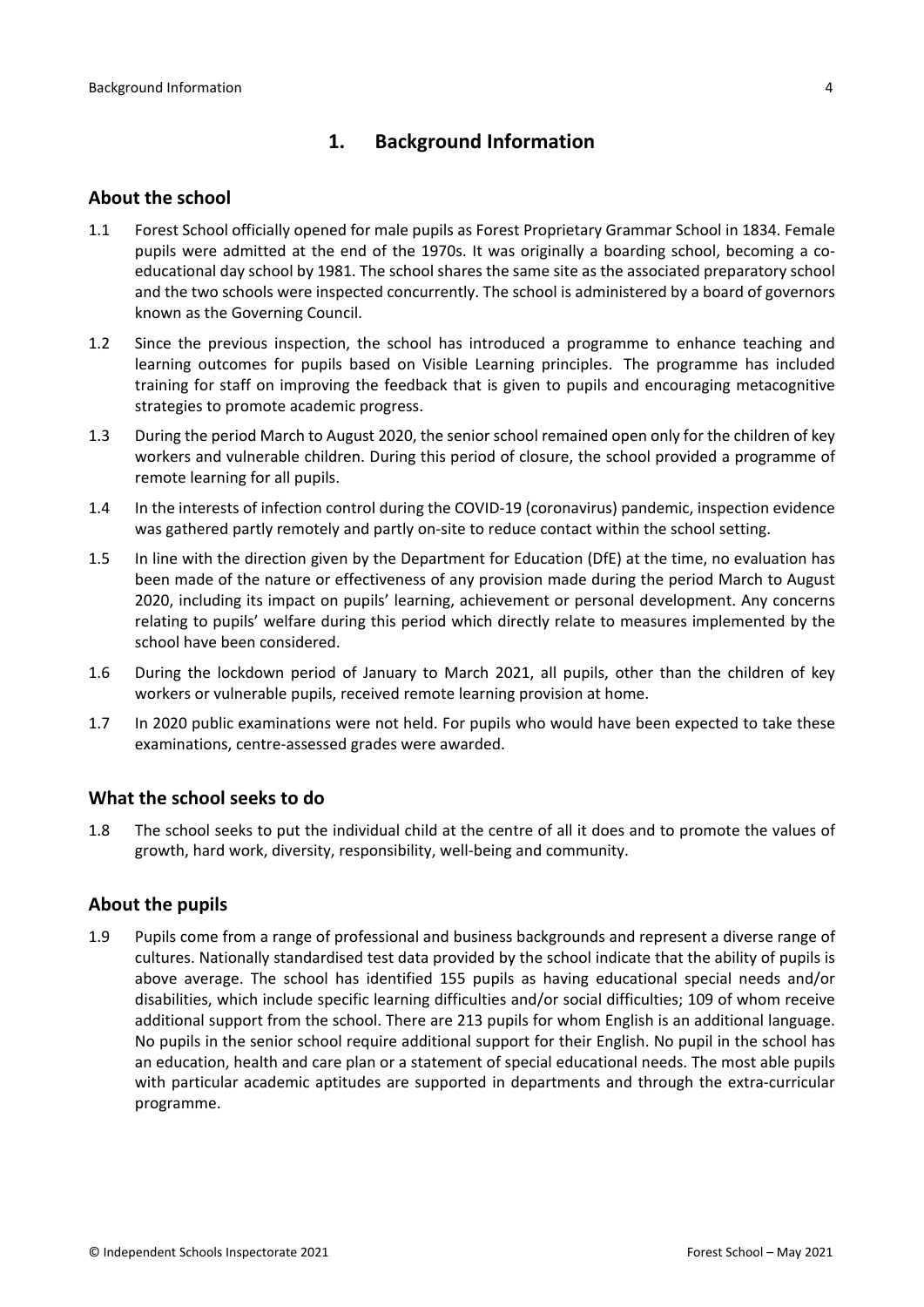# 1. Background Information

## About the school

1.1 Forest School officially opened for male pupils as Forest Proprietary Grammar School in 1834. Female pupils were admitted at the end of the 1970s. It was originally a boarding school, becoming a co-educational day school by 1981. The school shares the same site as the associated preparatory school and the two schools were inspected concurrently. The school is administered by a board of governors known as the Governing Council.

1.2 Since the previous inspection, the school has introduced a programme to enhance teaching and learning outcomes for pupils based on Visible Learning principles. The programme has included training for staff on improving the feedback that is given to pupils and encouraging metacognitive strategies to promote academic progress.

1.3 During the period March to August 2020, the senior school remained open only for the children of key workers and vulnerable children. During this period of closure, the school provided a programme of remote learning for all pupils.

1.4 In the interests of infection control during the COVID-19 (coronavirus) pandemic, inspection evidence was gathered partly remotely and partly on-site to reduce contact within the school setting.

1.5 In line with the direction given by the Department for Education (DfE) at the time, no evaluation has been made of the nature or effectiveness of any provision made during the period March to August 2020, including its impact on pupils' learning, achievement or personal development. Any concerns relating to pupils' welfare during this period which directly relate to measures implemented by the school have been considered.

1.6 During the lockdown period of January to March 2021, all pupils, other than the children of key workers or vulnerable pupils, received remote learning provision at home.

1.7 In 2020 public examinations were not held. For pupils who would have been expected to take these examinations, centre-assessed grades were awarded.

## What the school seeks to do

1.8 The school seeks to put the individual child at the centre of all it does and to promote the values of growth, hard work, diversity, responsibility, well-being and community.

## About the pupils

1.9 Pupils come from a range of professional and business backgrounds and represent a diverse range of cultures. Nationally standardised test data provided by the school indicate that the ability of pupils is above average. The school has identified 155 pupils as having educational special needs and/or disabilities, which include specific learning difficulties and/or social difficulties; 109 of whom receive additional support from the school. There are 213 pupils for whom English is an additional language. No pupils in the senior school require additional support for their English. No pupil in the school has an education, health and care plan or a statement of special educational needs. The most able pupils with particular academic aptitudes are supported in departments and through the extra-curricular programme.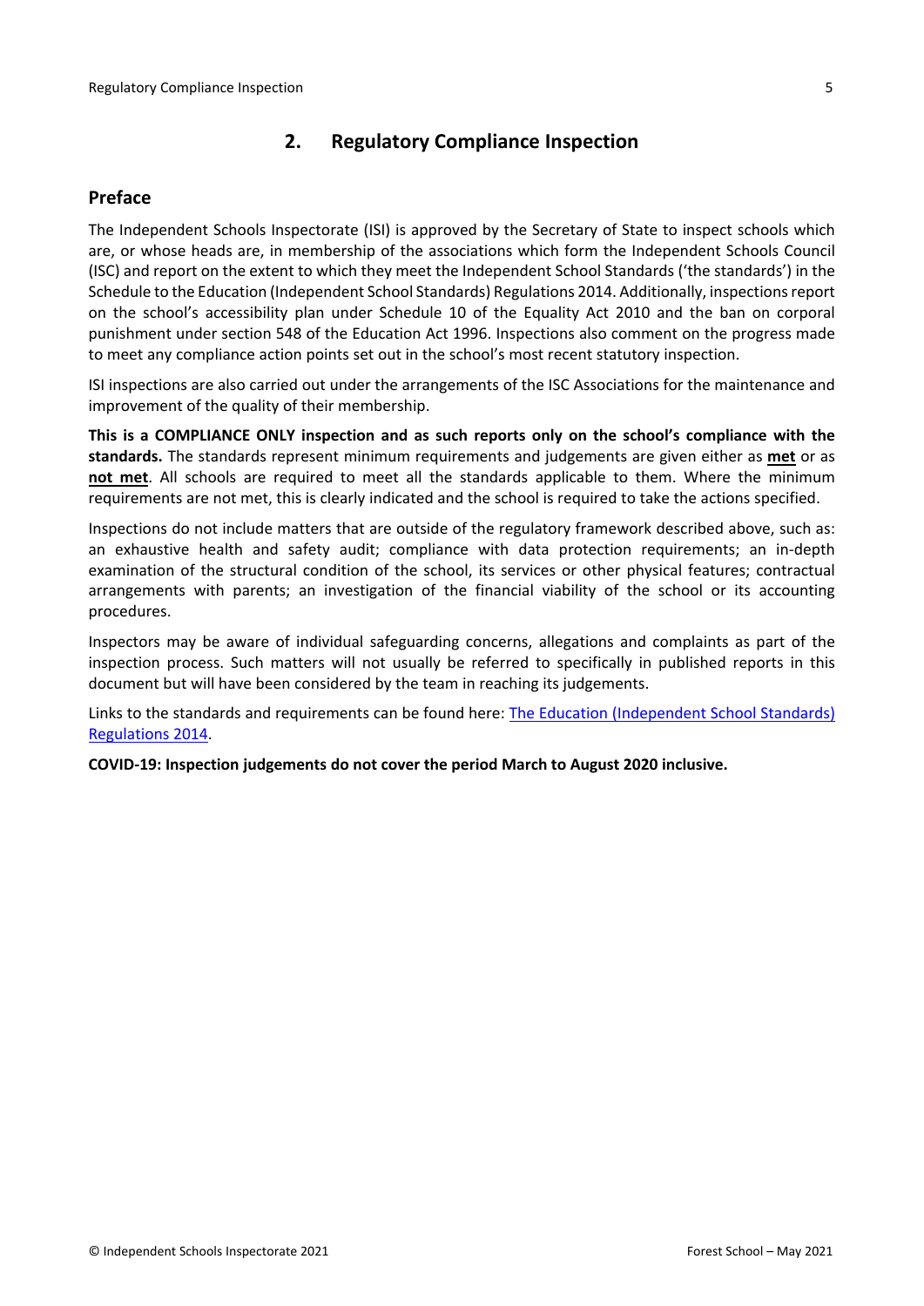## 2. Regulatory Compliance Inspection

### Preface

The Independent Schools Inspectorate (ISI) is approved by the Secretary of State to inspect schools which are, or whose heads are, in membership of the associations which form the Independent Schools Council (ISC) and report on the extent to which they meet the Independent School Standards ('the standards') in the Schedule to the Education (Independent School Standards) Regulations 2014. Additionally, inspections report on the school's accessibility plan under Schedule 10 of the Equality Act 2010 and the ban on corporal punishment under section 548 of the Education Act 1996. Inspections also comment on the progress made to meet any compliance action points set out in the school's most recent statutory inspection.

ISI inspections are also carried out under the arrangements of the ISC Associations for the maintenance and improvement of the quality of their membership.

**This is a COMPLIANCE ONLY inspection and as such reports only on the school's compliance with the standards.** The standards represent minimum requirements and judgements are given either as **met** or as **not met**. All schools are required to meet all the standards applicable to them. Where the minimum requirements are not met, this is clearly indicated and the school is required to take the actions specified.

Inspections do not include matters that are outside of the regulatory framework described above, such as: an exhaustive health and safety audit; compliance with data protection requirements; an in-depth examination of the structural condition of the school, its services or other physical features; contractual arrangements with parents; an investigation of the financial viability of the school or its accounting procedures.

Inspectors may be aware of individual safeguarding concerns, allegations and complaints as part of the inspection process. Such matters will not usually be referred to specifically in published reports in this document but will have been considered by the team in reaching its judgements.

Links to the standards and requirements can be found here: The Education (Independent School Standards) Regulations 2014.

**COVID-19: Inspection judgements do not cover the period March to August 2020 inclusive.**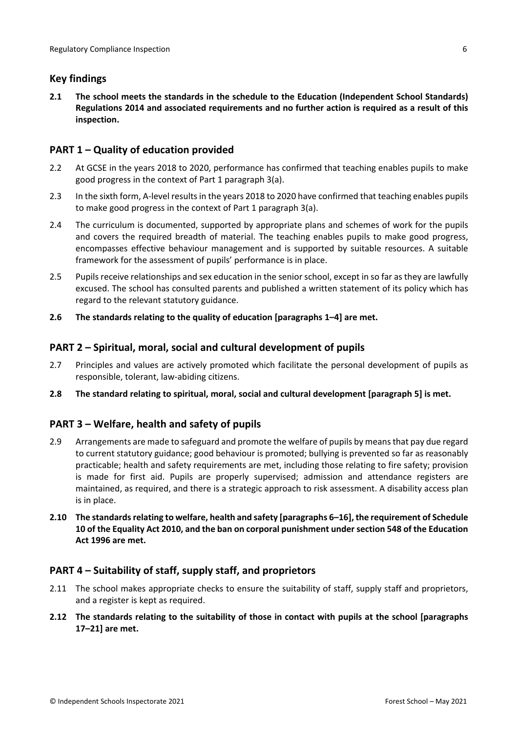## Key findings

**2.1 The school meets the standards in the schedule to the Education (Independent School Standards) Regulations 2014 and associated requirements and no further action is required as a result of this inspection.**

## PART 1 – Quality of education provided

2.2 At GCSE in the years 2018 to 2020, performance has confirmed that teaching enables pupils to make good progress in the context of Part 1 paragraph 3(a).

2.3 In the sixth form, A-level results in the years 2018 to 2020 have confirmed that teaching enables pupils to make good progress in the context of Part 1 paragraph 3(a).

2.4 The curriculum is documented, supported by appropriate plans and schemes of work for the pupils and covers the required breadth of material. The teaching enables pupils to make good progress, encompasses effective behaviour management and is supported by suitable resources. A suitable framework for the assessment of pupils' performance is in place.

2.5 Pupils receive relationships and sex education in the senior school, except in so far as they are lawfully excused. The school has consulted parents and published a written statement of its policy which has regard to the relevant statutory guidance.

**2.6 The standards relating to the quality of education [paragraphs 1–4] are met.**

## PART 2 – Spiritual, moral, social and cultural development of pupils

2.7 Principles and values are actively promoted which facilitate the personal development of pupils as responsible, tolerant, law-abiding citizens.

**2.8 The standard relating to spiritual, moral, social and cultural development [paragraph 5] is met.**

## PART 3 – Welfare, health and safety of pupils

2.9 Arrangements are made to safeguard and promote the welfare of pupils by means that pay due regard to current statutory guidance; good behaviour is promoted; bullying is prevented so far as reasonably practicable; health and safety requirements are met, including those relating to fire safety; provision is made for first aid. Pupils are properly supervised; admission and attendance registers are maintained, as required, and there is a strategic approach to risk assessment. A disability access plan is in place.

**2.10 The standards relating to welfare, health and safety [paragraphs 6–16], the requirement of Schedule 10 of the Equality Act 2010, and the ban on corporal punishment under section 548 of the Education Act 1996 are met.**

## PART 4 – Suitability of staff, supply staff, and proprietors

2.11 The school makes appropriate checks to ensure the suitability of staff, supply staff and proprietors, and a register is kept as required.

**2.12 The standards relating to the suitability of those in contact with pupils at the school [paragraphs 17–21] are met.**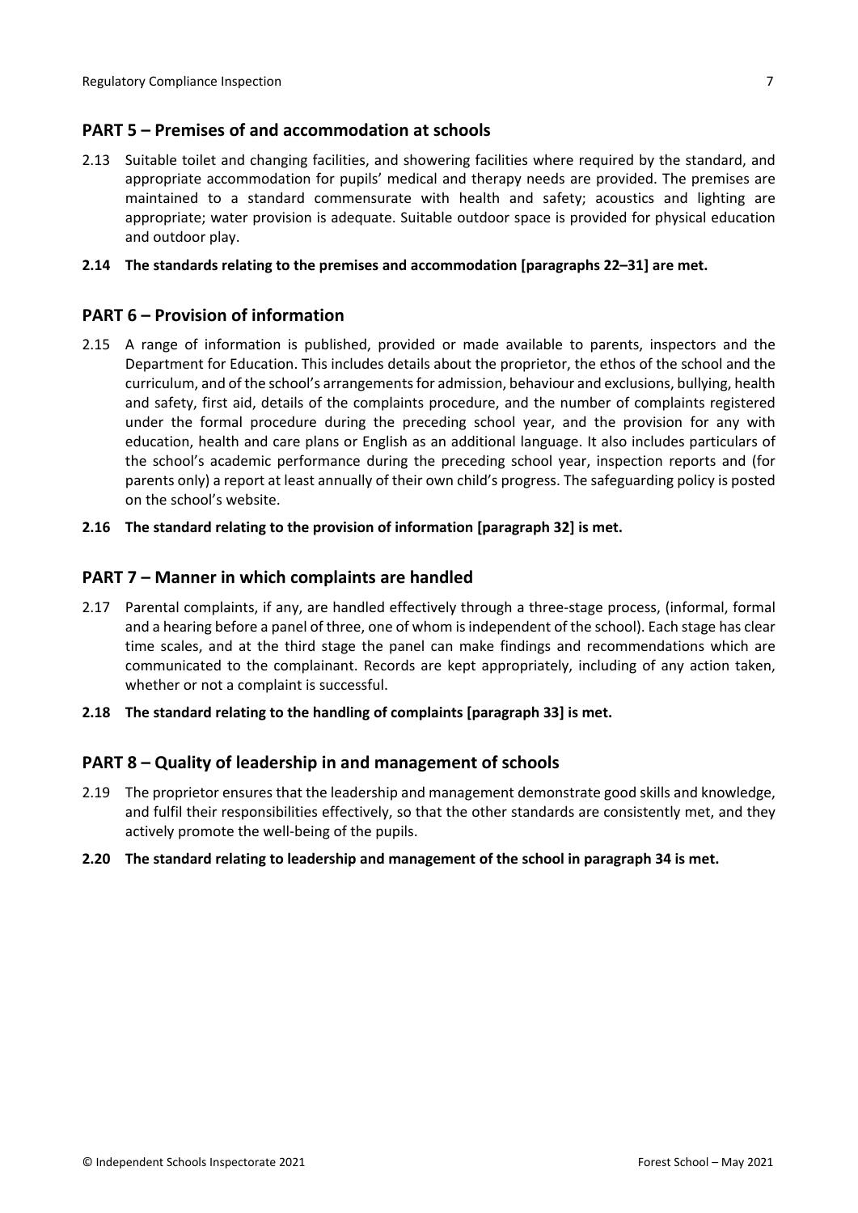## PART 5 – Premises of and accommodation at schools

2.13 Suitable toilet and changing facilities, and showering facilities where required by the standard, and appropriate accommodation for pupils' medical and therapy needs are provided. The premises are maintained to a standard commensurate with health and safety; acoustics and lighting are appropriate; water provision is adequate. Suitable outdoor space is provided for physical education and outdoor play.

**2.14 The standards relating to the premises and accommodation [paragraphs 22–31] are met.**

## PART 6 – Provision of information

2.15 A range of information is published, provided or made available to parents, inspectors and the Department for Education. This includes details about the proprietor, the ethos of the school and the curriculum, and of the school's arrangements for admission, behaviour and exclusions, bullying, health and safety, first aid, details of the complaints procedure, and the number of complaints registered under the formal procedure during the preceding school year, and the provision for any with education, health and care plans or English as an additional language. It also includes particulars of the school's academic performance during the preceding school year, inspection reports and (for parents only) a report at least annually of their own child's progress. The safeguarding policy is posted on the school's website.

**2.16 The standard relating to the provision of information [paragraph 32] is met.**

## PART 7 – Manner in which complaints are handled

2.17 Parental complaints, if any, are handled effectively through a three-stage process, (informal, formal and a hearing before a panel of three, one of whom is independent of the school). Each stage has clear time scales, and at the third stage the panel can make findings and recommendations which are communicated to the complainant. Records are kept appropriately, including of any action taken, whether or not a complaint is successful.

**2.18 The standard relating to the handling of complaints [paragraph 33] is met.**

## PART 8 – Quality of leadership in and management of schools

2.19 The proprietor ensures that the leadership and management demonstrate good skills and knowledge, and fulfil their responsibilities effectively, so that the other standards are consistently met, and they actively promote the well-being of the pupils.

**2.20 The standard relating to leadership and management of the school in paragraph 34 is met.**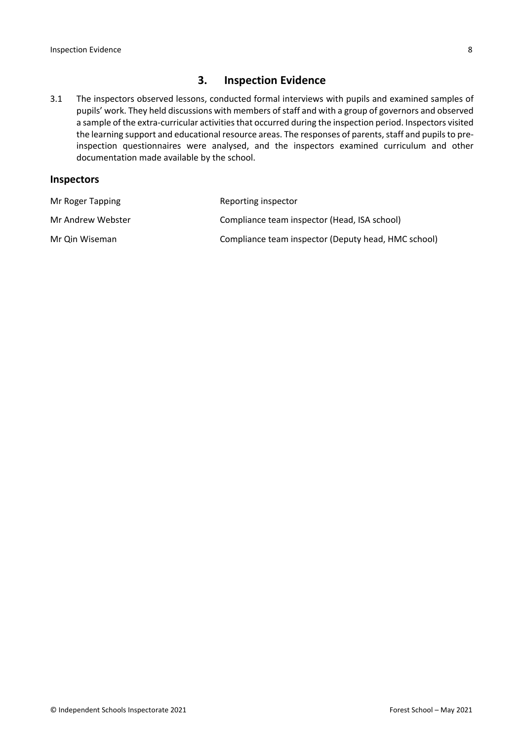## 3. Inspection Evidence

3.1 The inspectors observed lessons, conducted formal interviews with pupils and examined samples of pupils' work. They held discussions with members of staff and with a group of governors and observed a sample of the extra-curricular activities that occurred during the inspection period. Inspectors visited the learning support and educational resource areas. The responses of parents, staff and pupils to pre-inspection questionnaires were analysed, and the inspectors examined curriculum and other documentation made available by the school.

### Inspectors

| | |
|---|---|
| Mr Roger Tapping | Reporting inspector |
| Mr Andrew Webster | Compliance team inspector (Head, ISA school) |
| Mr Qin Wiseman | Compliance team inspector (Deputy head, HMC school) |